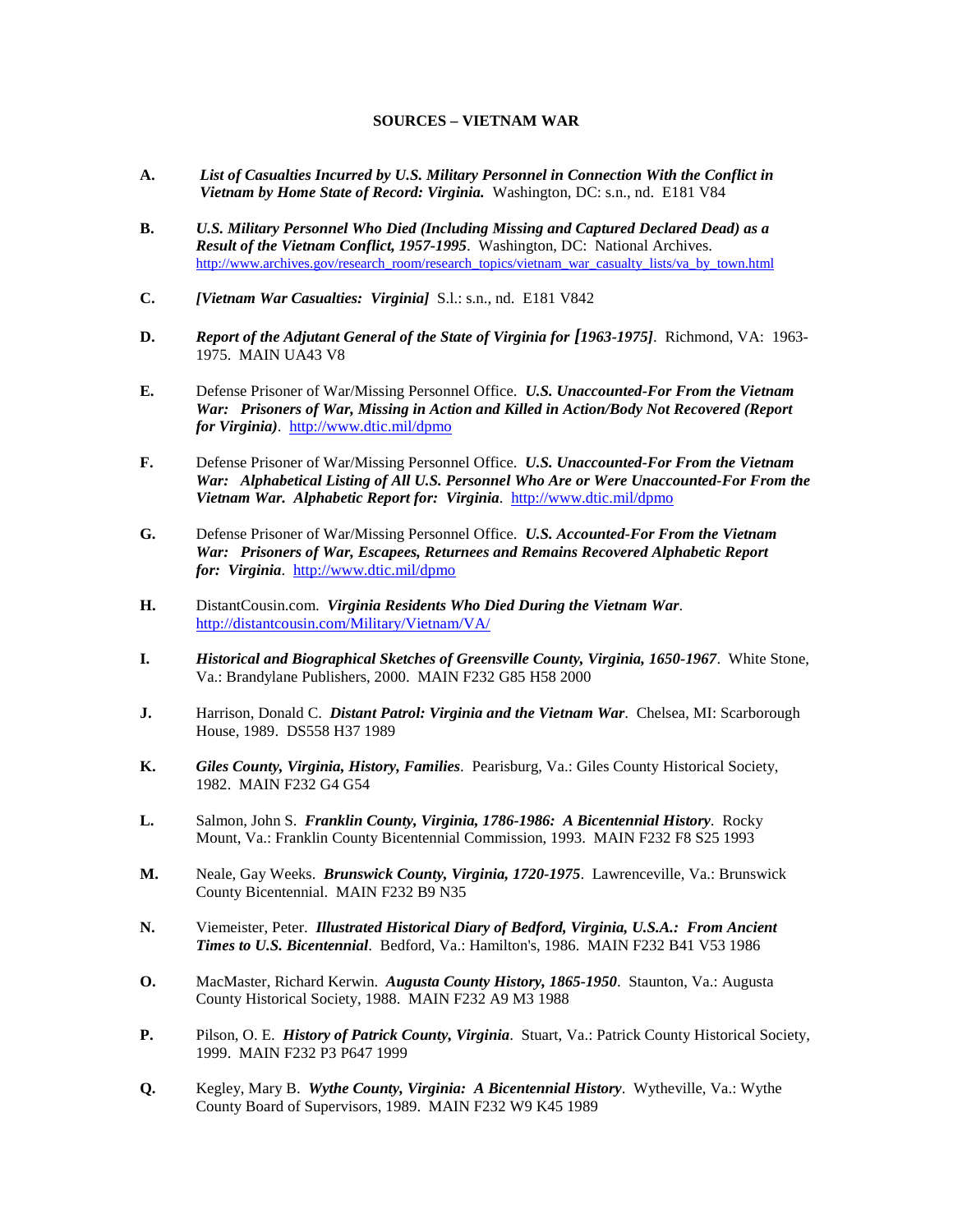# SOURCES – VIETNAM WAR

**A.** ***List of Casualties Incurred by U.S. Military Personnel in Connection With the Conflict in Vietnam by Home State of Record: Virginia.*** Washington, DC: s.n., nd. E181 V84

**B.** ***U.S. Military Personnel Who Died (Including Missing and Captured Declared Dead) as a Result of the Vietnam Conflict, 1957-1995***. Washington, DC: National Archives. http://www.archives.gov/research_room/research_topics/vietnam_war_casualty_lists/va_by_town.html

**C.** ***[Vietnam War Casualties: Virginia]*** S.l.: s.n., nd. E181 V842

**D.** ***Report of the Adjutant General of the State of Virginia for [1963-1975]***. Richmond, VA: 1963-1975. MAIN UA43 V8

**E.** Defense Prisoner of War/Missing Personnel Office. ***U.S. Unaccounted-For From the Vietnam War: Prisoners of War, Missing in Action and Killed in Action/Body Not Recovered (Report for Virginia)***. http://www.dtic.mil/dpmo

**F.** Defense Prisoner of War/Missing Personnel Office. ***U.S. Unaccounted-For From the Vietnam War: Alphabetical Listing of All U.S. Personnel Who Are or Were Unaccounted-For From the Vietnam War. Alphabetic Report for: Virginia***. http://www.dtic.mil/dpmo

**G.** Defense Prisoner of War/Missing Personnel Office. ***U.S. Accounted-For From the Vietnam War: Prisoners of War, Escapees, Returnees and Remains Recovered Alphabetic Report for: Virginia***. http://www.dtic.mil/dpmo

**H.** DistantCousin.com. ***Virginia Residents Who Died During the Vietnam War***. http://distantcousin.com/Military/Vietnam/VA/

**I.** ***Historical and Biographical Sketches of Greensville County, Virginia, 1650-1967***. White Stone, Va.: Brandylane Publishers, 2000. MAIN F232 G85 H58 2000

**J.** Harrison, Donald C. ***Distant Patrol: Virginia and the Vietnam War***. Chelsea, MI: Scarborough House, 1989. DS558 H37 1989

**K.** ***Giles County, Virginia, History, Families***. Pearisburg, Va.: Giles County Historical Society, 1982. MAIN F232 G4 G54

**L.** Salmon, John S. ***Franklin County, Virginia, 1786-1986: A Bicentennial History***. Rocky Mount, Va.: Franklin County Bicentennial Commission, 1993. MAIN F232 F8 S25 1993

**M.** Neale, Gay Weeks. ***Brunswick County, Virginia, 1720-1975***. Lawrenceville, Va.: Brunswick County Bicentennial. MAIN F232 B9 N35

**N.** Viemeister, Peter. ***Illustrated Historical Diary of Bedford, Virginia, U.S.A.: From Ancient Times to U.S. Bicentennial***. Bedford, Va.: Hamilton's, 1986. MAIN F232 B41 V53 1986

**O.** MacMaster, Richard Kerwin. ***Augusta County History, 1865-1950***. Staunton, Va.: Augusta County Historical Society, 1988. MAIN F232 A9 M3 1988

**P.** Pilson, O. E. ***History of Patrick County, Virginia***. Stuart, Va.: Patrick County Historical Society, 1999. MAIN F232 P3 P647 1999

**Q.** Kegley, Mary B. ***Wythe County, Virginia: A Bicentennial History***. Wytheville, Va.: Wythe County Board of Supervisors, 1989. MAIN F232 W9 K45 1989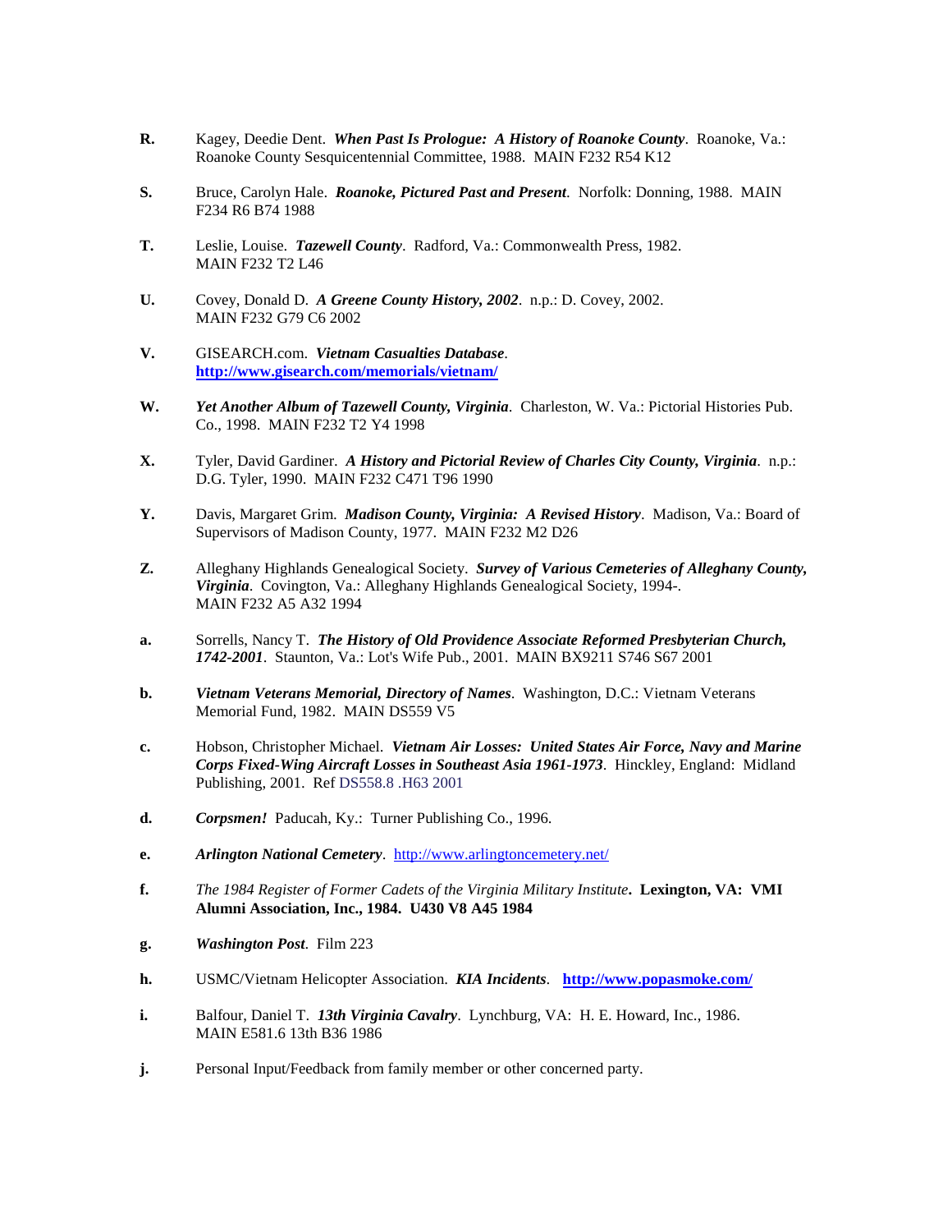**R.** Kagey, Deedie Dent. ***When Past Is Prologue: A History of Roanoke County***. Roanoke, Va.: Roanoke County Sesquicentennial Committee, 1988. MAIN F232 R54 K12

**S.** Bruce, Carolyn Hale. ***Roanoke, Pictured Past and Present***. Norfolk: Donning, 1988. MAIN F234 R6 B74 1988

**T.** Leslie, Louise. ***Tazewell County***. Radford, Va.: Commonwealth Press, 1982. MAIN F232 T2 L46

**U.** Covey, Donald D. ***A Greene County History, 2002***. n.p.: D. Covey, 2002. MAIN F232 G79 C6 2002

**V.** GISEARCH.com. ***Vietnam Casualties Database***. **http://www.gisearch.com/memorials/vietnam/**

**W.** ***Yet Another Album of Tazewell County, Virginia***. Charleston, W. Va.: Pictorial Histories Pub. Co., 1998. MAIN F232 T2 Y4 1998

**X.** Tyler, David Gardiner. ***A History and Pictorial Review of Charles City County, Virginia***. n.p.: D.G. Tyler, 1990. MAIN F232 C471 T96 1990

**Y.** Davis, Margaret Grim. ***Madison County, Virginia: A Revised History***. Madison, Va.: Board of Supervisors of Madison County, 1977. MAIN F232 M2 D26

**Z.** Alleghany Highlands Genealogical Society. ***Survey of Various Cemeteries of Alleghany County, Virginia***. Covington, Va.: Alleghany Highlands Genealogical Society, 1994-. MAIN F232 A5 A32 1994

**a.** Sorrells, Nancy T. ***The History of Old Providence Associate Reformed Presbyterian Church, 1742-2001***. Staunton, Va.: Lot's Wife Pub., 2001. MAIN BX9211 S746 S67 2001

**b.** ***Vietnam Veterans Memorial, Directory of Names***. Washington, D.C.: Vietnam Veterans Memorial Fund, 1982. MAIN DS559 V5

**c.** Hobson, Christopher Michael. ***Vietnam Air Losses: United States Air Force, Navy and Marine Corps Fixed-Wing Aircraft Losses in Southeast Asia 1961-1973***. Hinckley, England: Midland Publishing, 2001. Ref DS558.8 .H63 2001

**d.** ***Corpsmen!*** Paducah, Ky.: Turner Publishing Co., 1996.

**e.** ***Arlington National Cemetery***. http://www.arlingtoncemetery.net/

**f.** *The 1984 Register of Former Cadets of the Virginia Military Institute***. Lexington, VA: VMI Alumni Association, Inc., 1984. U430 V8 A45 1984**

**g.** ***Washington Post***. Film 223

**h.** USMC/Vietnam Helicopter Association. ***KIA Incidents***. **http://www.popasmoke.com/**

**i.** Balfour, Daniel T. ***13th Virginia Cavalry***. Lynchburg, VA: H. E. Howard, Inc., 1986. MAIN E581.6 13th B36 1986

**j.** Personal Input/Feedback from family member or other concerned party.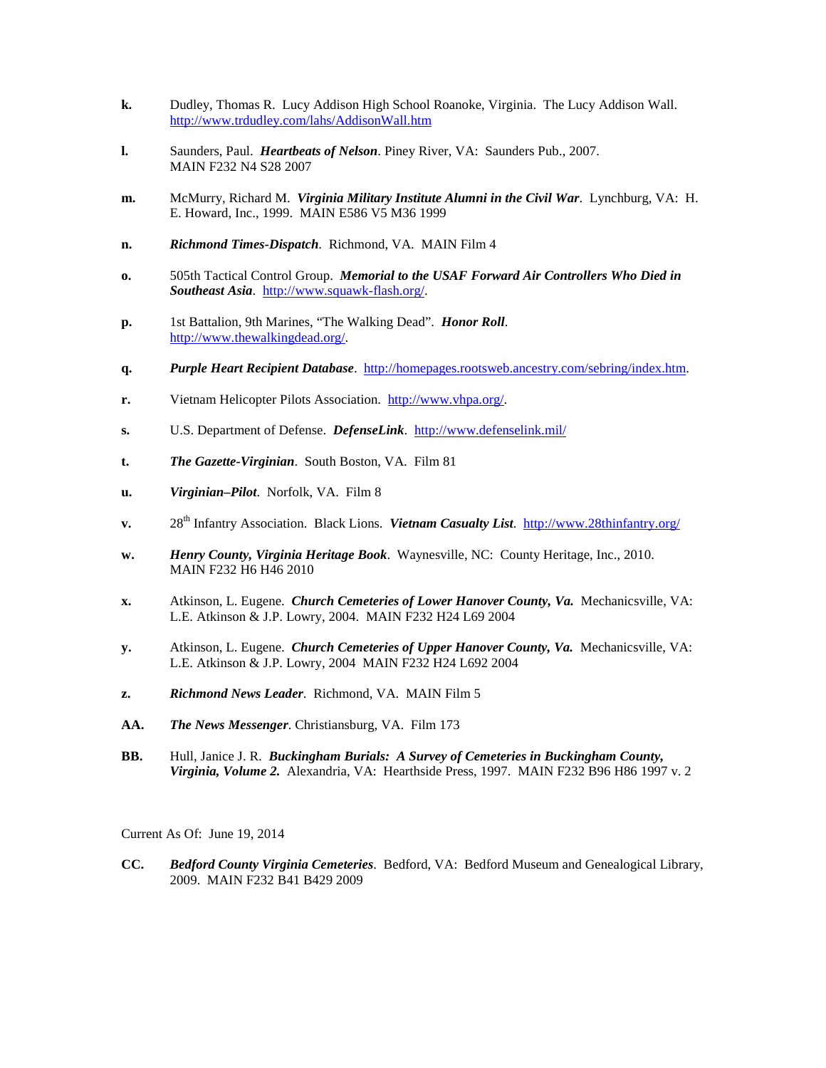**k.** Dudley, Thomas R. Lucy Addison High School Roanoke, Virginia. The Lucy Addison Wall. http://www.trdudley.com/lahs/AddisonWall.htm

**l.** Saunders, Paul. ***Heartbeats of Nelson***. Piney River, VA: Saunders Pub., 2007. MAIN F232 N4 S28 2007

**m.** McMurry, Richard M. ***Virginia Military Institute Alumni in the Civil War***. Lynchburg, VA: H. E. Howard, Inc., 1999. MAIN E586 V5 M36 1999

**n.** ***Richmond Times-Dispatch***. Richmond, VA. MAIN Film 4

**o.** 505th Tactical Control Group. ***Memorial to the USAF Forward Air Controllers Who Died in Southeast Asia***. http://www.squawk-flash.org/.

**p.** 1st Battalion, 9th Marines, "The Walking Dead". ***Honor Roll***. http://www.thewalkingdead.org/.

**q.** ***Purple Heart Recipient Database***. http://homepages.rootsweb.ancestry.com/sebring/index.htm.

**r.** Vietnam Helicopter Pilots Association. http://www.vhpa.org/.

**s.** U.S. Department of Defense. ***DefenseLink***. http://www.defenselink.mil/

**t.** ***The Gazette-Virginian***. South Boston, VA. Film 81

**u.** ***Virginian–Pilot***. Norfolk, VA. Film 8

**v.** 28th Infantry Association. Black Lions. ***Vietnam Casualty List***. http://www.28thinfantry.org/

**w.** ***Henry County, Virginia Heritage Book***. Waynesville, NC: County Heritage, Inc., 2010. MAIN F232 H6 H46 2010

**x.** Atkinson, L. Eugene. ***Church Cemeteries of Lower Hanover County, Va.*** Mechanicsville, VA: L.E. Atkinson & J.P. Lowry, 2004. MAIN F232 H24 L69 2004

**y.** Atkinson, L. Eugene. ***Church Cemeteries of Upper Hanover County, Va.*** Mechanicsville, VA: L.E. Atkinson & J.P. Lowry, 2004 MAIN F232 H24 L692 2004

**z.** ***Richmond News Leader***. Richmond, VA. MAIN Film 5

**AA.** ***The News Messenger***. Christiansburg, VA. Film 173

**BB.** Hull, Janice J. R. ***Buckingham Burials: A Survey of Cemeteries in Buckingham County, Virginia, Volume 2.*** Alexandria, VA: Hearthside Press, 1997. MAIN F232 B96 H86 1997 v. 2

Current As Of: June 19, 2014

**CC.** ***Bedford County Virginia Cemeteries***. Bedford, VA: Bedford Museum and Genealogical Library, 2009. MAIN F232 B41 B429 2009